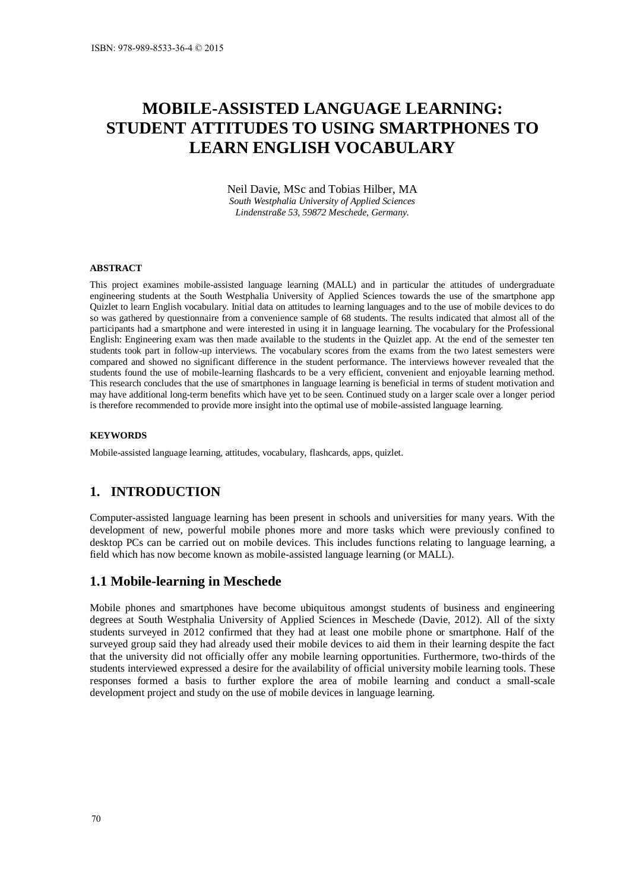# MOBILE-ASSISTED LANGUAGE LEARNING: STUDENT ATTITUDES TO USING SMARTPHONES TO LEARN ENGLISH VOCABULARY

Neil Davie, MSc and Tobias Hilber, MA
*South Westphalia University of Applied Sciences*
*Lindenstraße 53, 59872 Meschede, Germany.*

#### ABSTRACT

This project examines mobile-assisted language learning (MALL) and in particular the attitudes of undergraduate engineering students at the South Westphalia University of Applied Sciences towards the use of the smartphone app Quizlet to learn English vocabulary. Initial data on attitudes to learning languages and to the use of mobile devices to do so was gathered by questionnaire from a convenience sample of 68 students. The results indicated that almost all of the participants had a smartphone and were interested in using it in language learning. The vocabulary for the Professional English: Engineering exam was then made available to the students in the Quizlet app. At the end of the semester ten students took part in follow-up interviews. The vocabulary scores from the exams from the two latest semesters were compared and showed no significant difference in the student performance. The interviews however revealed that the students found the use of mobile-learning flashcards to be a very efficient, convenient and enjoyable learning method. This research concludes that the use of smartphones in language learning is beneficial in terms of student motivation and may have additional long-term benefits which have yet to be seen. Continued study on a larger scale over a longer period is therefore recommended to provide more insight into the optimal use of mobile-assisted language learning.

#### KEYWORDS

Mobile-assisted language learning, attitudes, vocabulary, flashcards, apps, quizlet.

## 1. INTRODUCTION

Computer-assisted language learning has been present in schools and universities for many years. With the development of new, powerful mobile phones more and more tasks which were previously confined to desktop PCs can be carried out on mobile devices. This includes functions relating to language learning, a field which has now become known as mobile-assisted language learning (or MALL).

### 1.1 Mobile-learning in Meschede

Mobile phones and smartphones have become ubiquitous amongst students of business and engineering degrees at South Westphalia University of Applied Sciences in Meschede (Davie, 2012). All of the sixty students surveyed in 2012 confirmed that they had at least one mobile phone or smartphone. Half of the surveyed group said they had already used their mobile devices to aid them in their learning despite the fact that the university did not officially offer any mobile learning opportunities. Furthermore, two-thirds of the students interviewed expressed a desire for the availability of official university mobile learning tools. These responses formed a basis to further explore the area of mobile learning and conduct a small-scale development project and study on the use of mobile devices in language learning.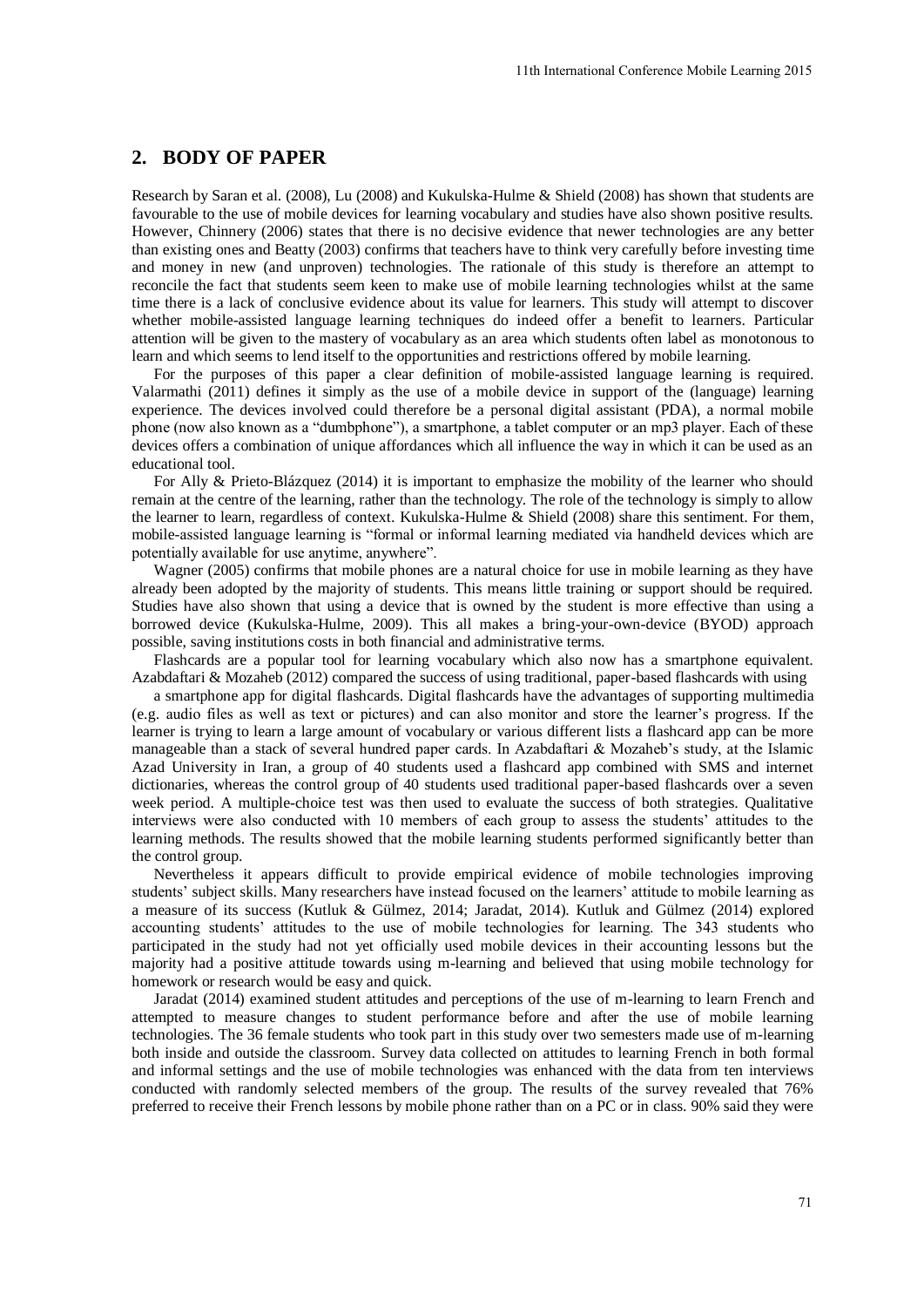## 2. BODY OF PAPER

Research by Saran et al. (2008), Lu (2008) and Kukulska-Hulme & Shield (2008) has shown that students are favourable to the use of mobile devices for learning vocabulary and studies have also shown positive results. However, Chinnery (2006) states that there is no decisive evidence that newer technologies are any better than existing ones and Beatty (2003) confirms that teachers have to think very carefully before investing time and money in new (and unproven) technologies. The rationale of this study is therefore an attempt to reconcile the fact that students seem keen to make use of mobile learning technologies whilst at the same time there is a lack of conclusive evidence about its value for learners. This study will attempt to discover whether mobile-assisted language learning techniques do indeed offer a benefit to learners. Particular attention will be given to the mastery of vocabulary as an area which students often label as monotonous to learn and which seems to lend itself to the opportunities and restrictions offered by mobile learning.

For the purposes of this paper a clear definition of mobile-assisted language learning is required. Valarmathi (2011) defines it simply as the use of a mobile device in support of the (language) learning experience. The devices involved could therefore be a personal digital assistant (PDA), a normal mobile phone (now also known as a "dumbphone"), a smartphone, a tablet computer or an mp3 player. Each of these devices offers a combination of unique affordances which all influence the way in which it can be used as an educational tool.

For Ally & Prieto-Blázquez (2014) it is important to emphasize the mobility of the learner who should remain at the centre of the learning, rather than the technology. The role of the technology is simply to allow the learner to learn, regardless of context. Kukulska-Hulme & Shield (2008) share this sentiment. For them, mobile-assisted language learning is "formal or informal learning mediated via handheld devices which are potentially available for use anytime, anywhere".

Wagner (2005) confirms that mobile phones are a natural choice for use in mobile learning as they have already been adopted by the majority of students. This means little training or support should be required. Studies have also shown that using a device that is owned by the student is more effective than using a borrowed device (Kukulska-Hulme, 2009). This all makes a bring-your-own-device (BYOD) approach possible, saving institutions costs in both financial and administrative terms.

Flashcards are a popular tool for learning vocabulary which also now has a smartphone equivalent. Azabdaftari & Mozaheb (2012) compared the success of using traditional, paper-based flashcards with using a smartphone app for digital flashcards. Digital flashcards have the advantages of supporting multimedia (e.g. audio files as well as text or pictures) and can also monitor and store the learner's progress. If the learner is trying to learn a large amount of vocabulary or various different lists a flashcard app can be more manageable than a stack of several hundred paper cards. In Azabdaftari & Mozaheb's study, at the Islamic Azad University in Iran, a group of 40 students used a flashcard app combined with SMS and internet dictionaries, whereas the control group of 40 students used traditional paper-based flashcards over a seven week period. A multiple-choice test was then used to evaluate the success of both strategies. Qualitative interviews were also conducted with 10 members of each group to assess the students' attitudes to the learning methods. The results showed that the mobile learning students performed significantly better than the control group.

Nevertheless it appears difficult to provide empirical evidence of mobile technologies improving students' subject skills. Many researchers have instead focused on the learners' attitude to mobile learning as a measure of its success (Kutluk & Gülmez, 2014; Jaradat, 2014). Kutluk and Gülmez (2014) explored accounting students' attitudes to the use of mobile technologies for learning. The 343 students who participated in the study had not yet officially used mobile devices in their accounting lessons but the majority had a positive attitude towards using m-learning and believed that using mobile technology for homework or research would be easy and quick.

Jaradat (2014) examined student attitudes and perceptions of the use of m-learning to learn French and attempted to measure changes to student performance before and after the use of mobile learning technologies. The 36 female students who took part in this study over two semesters made use of m-learning both inside and outside the classroom. Survey data collected on attitudes to learning French in both formal and informal settings and the use of mobile technologies was enhanced with the data from ten interviews conducted with randomly selected members of the group. The results of the survey revealed that 76% preferred to receive their French lessons by mobile phone rather than on a PC or in class. 90% said they were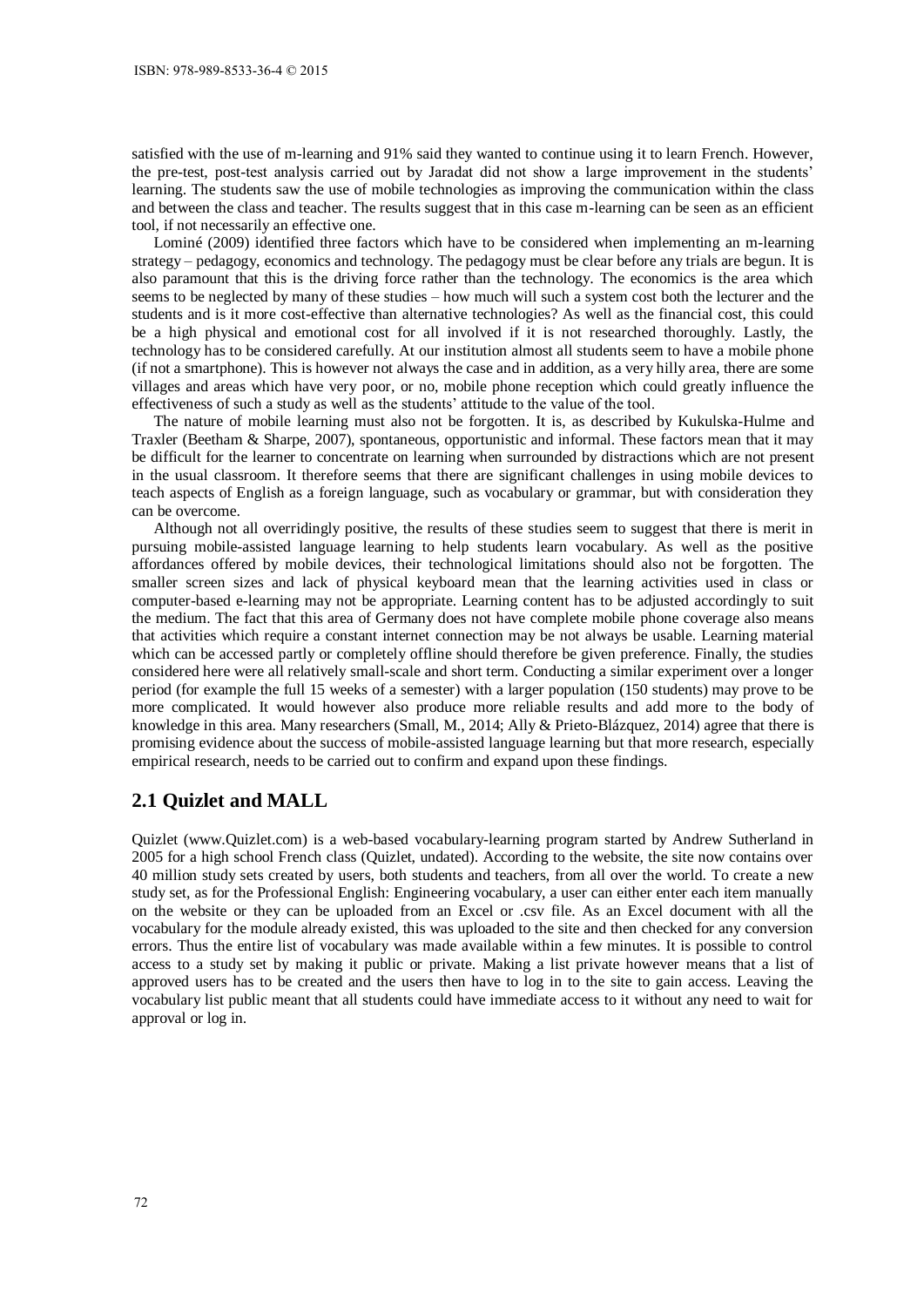satisfied with the use of m-learning and 91% said they wanted to continue using it to learn French. However, the pre-test, post-test analysis carried out by Jaradat did not show a large improvement in the students' learning. The students saw the use of mobile technologies as improving the communication within the class and between the class and teacher. The results suggest that in this case m-learning can be seen as an efficient tool, if not necessarily an effective one.

Lominé (2009) identified three factors which have to be considered when implementing an m-learning strategy – pedagogy, economics and technology. The pedagogy must be clear before any trials are begun. It is also paramount that this is the driving force rather than the technology. The economics is the area which seems to be neglected by many of these studies – how much will such a system cost both the lecturer and the students and is it more cost-effective than alternative technologies? As well as the financial cost, this could be a high physical and emotional cost for all involved if it is not researched thoroughly. Lastly, the technology has to be considered carefully. At our institution almost all students seem to have a mobile phone (if not a smartphone). This is however not always the case and in addition, as a very hilly area, there are some villages and areas which have very poor, or no, mobile phone reception which could greatly influence the effectiveness of such a study as well as the students' attitude to the value of the tool.

The nature of mobile learning must also not be forgotten. It is, as described by Kukulska-Hulme and Traxler (Beetham & Sharpe, 2007), spontaneous, opportunistic and informal. These factors mean that it may be difficult for the learner to concentrate on learning when surrounded by distractions which are not present in the usual classroom. It therefore seems that there are significant challenges in using mobile devices to teach aspects of English as a foreign language, such as vocabulary or grammar, but with consideration they can be overcome.

Although not all overridingly positive, the results of these studies seem to suggest that there is merit in pursuing mobile-assisted language learning to help students learn vocabulary. As well as the positive affordances offered by mobile devices, their technological limitations should also not be forgotten. The smaller screen sizes and lack of physical keyboard mean that the learning activities used in class or computer-based e-learning may not be appropriate. Learning content has to be adjusted accordingly to suit the medium. The fact that this area of Germany does not have complete mobile phone coverage also means that activities which require a constant internet connection may be not always be usable. Learning material which can be accessed partly or completely offline should therefore be given preference. Finally, the studies considered here were all relatively small-scale and short term. Conducting a similar experiment over a longer period (for example the full 15 weeks of a semester) with a larger population (150 students) may prove to be more complicated. It would however also produce more reliable results and add more to the body of knowledge in this area. Many researchers (Small, M., 2014; Ally & Prieto-Blázquez, 2014) agree that there is promising evidence about the success of mobile-assisted language learning but that more research, especially empirical research, needs to be carried out to confirm and expand upon these findings.

## 2.1 Quizlet and MALL

Quizlet (www.Quizlet.com) is a web-based vocabulary-learning program started by Andrew Sutherland in 2005 for a high school French class (Quizlet, undated). According to the website, the site now contains over 40 million study sets created by users, both students and teachers, from all over the world. To create a new study set, as for the Professional English: Engineering vocabulary, a user can either enter each item manually on the website or they can be uploaded from an Excel or .csv file. As an Excel document with all the vocabulary for the module already existed, this was uploaded to the site and then checked for any conversion errors. Thus the entire list of vocabulary was made available within a few minutes. It is possible to control access to a study set by making it public or private. Making a list private however means that a list of approved users has to be created and the users then have to log in to the site to gain access. Leaving the vocabulary list public meant that all students could have immediate access to it without any need to wait for approval or log in.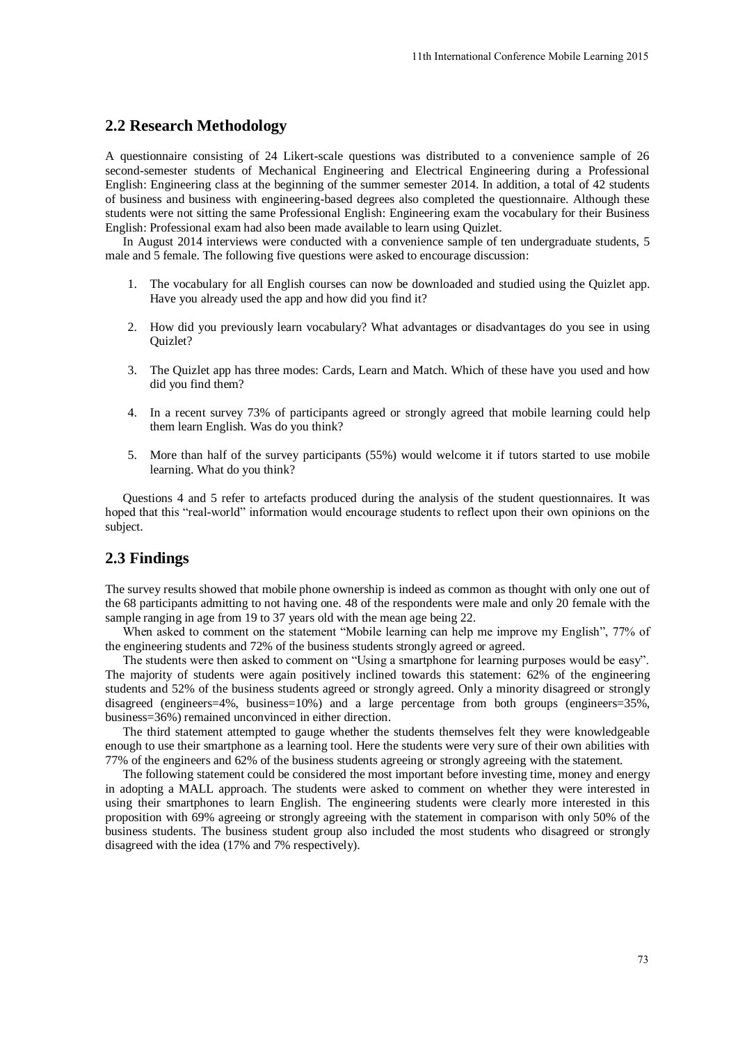## 2.2 Research Methodology

A questionnaire consisting of 24 Likert-scale questions was distributed to a convenience sample of 26 second-semester students of Mechanical Engineering and Electrical Engineering during a Professional English: Engineering class at the beginning of the summer semester 2014. In addition, a total of 42 students of business and business with engineering-based degrees also completed the questionnaire. Although these students were not sitting the same Professional English: Engineering exam the vocabulary for their Business English: Professional exam had also been made available to learn using Quizlet.

In August 2014 interviews were conducted with a convenience sample of ten undergraduate students, 5 male and 5 female. The following five questions were asked to encourage discussion:

1. The vocabulary for all English courses can now be downloaded and studied using the Quizlet app. Have you already used the app and how did you find it?

2. How did you previously learn vocabulary? What advantages or disadvantages do you see in using Quizlet?

3. The Quizlet app has three modes: Cards, Learn and Match. Which of these have you used and how did you find them?

4. In a recent survey 73% of participants agreed or strongly agreed that mobile learning could help them learn English. Was do you think?

5. More than half of the survey participants (55%) would welcome it if tutors started to use mobile learning. What do you think?

Questions 4 and 5 refer to artefacts produced during the analysis of the student questionnaires. It was hoped that this "real-world" information would encourage students to reflect upon their own opinions on the subject.

## 2.3 Findings

The survey results showed that mobile phone ownership is indeed as common as thought with only one out of the 68 participants admitting to not having one. 48 of the respondents were male and only 20 female with the sample ranging in age from 19 to 37 years old with the mean age being 22.

When asked to comment on the statement "Mobile learning can help me improve my English", 77% of the engineering students and 72% of the business students strongly agreed or agreed.

The students were then asked to comment on "Using a smartphone for learning purposes would be easy". The majority of students were again positively inclined towards this statement: 62% of the engineering students and 52% of the business students agreed or strongly agreed. Only a minority disagreed or strongly disagreed (engineers=4%, business=10%) and a large percentage from both groups (engineers=35%, business=36%) remained unconvinced in either direction.

The third statement attempted to gauge whether the students themselves felt they were knowledgeable enough to use their smartphone as a learning tool. Here the students were very sure of their own abilities with 77% of the engineers and 62% of the business students agreeing or strongly agreeing with the statement.

The following statement could be considered the most important before investing time, money and energy in adopting a MALL approach. The students were asked to comment on whether they were interested in using their smartphones to learn English. The engineering students were clearly more interested in this proposition with 69% agreeing or strongly agreeing with the statement in comparison with only 50% of the business students. The business student group also included the most students who disagreed or strongly disagreed with the idea (17% and 7% respectively).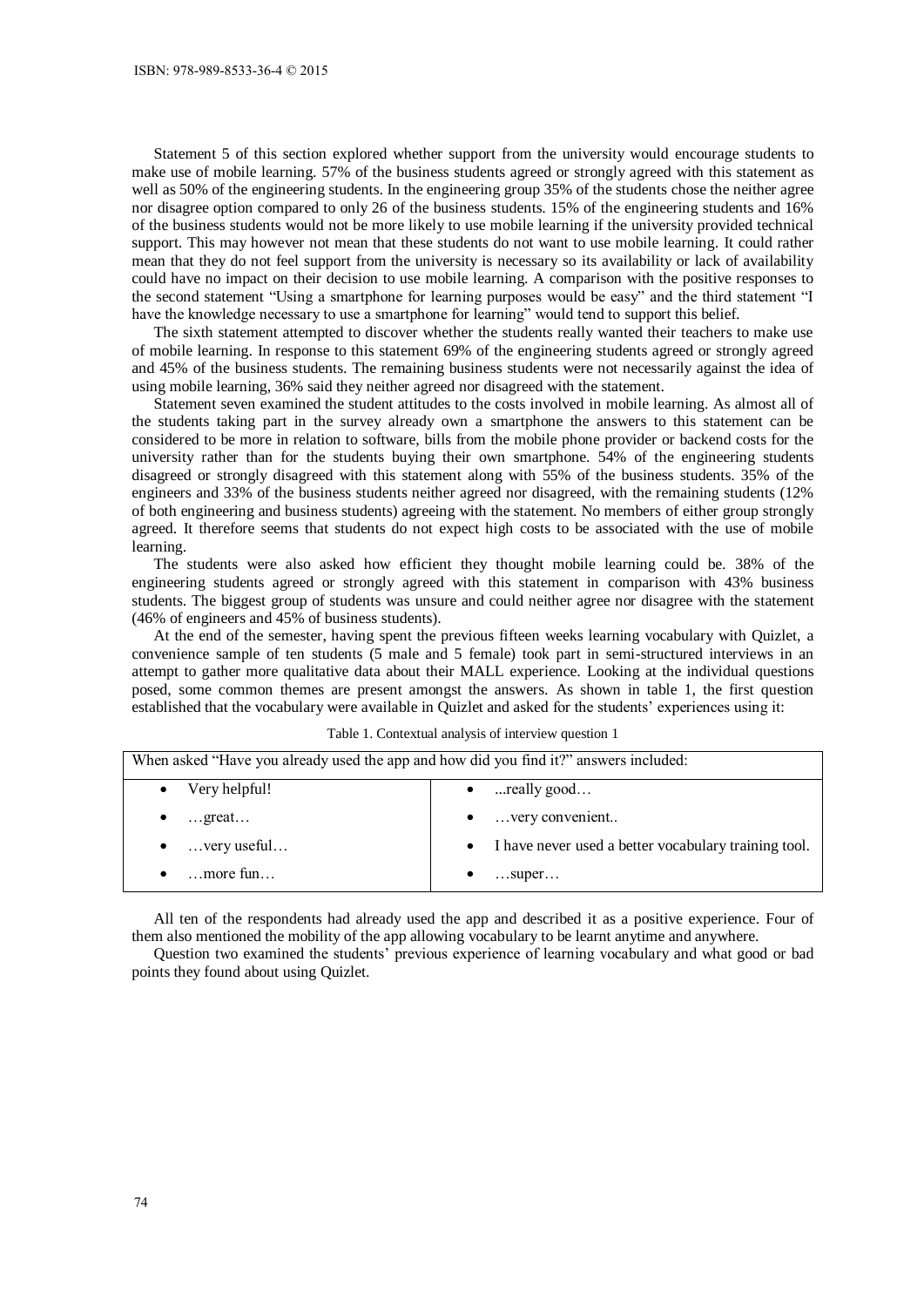Statement 5 of this section explored whether support from the university would encourage students to make use of mobile learning. 57% of the business students agreed or strongly agreed with this statement as well as 50% of the engineering students. In the engineering group 35% of the students chose the neither agree nor disagree option compared to only 26 of the business students. 15% of the engineering students and 16% of the business students would not be more likely to use mobile learning if the university provided technical support. This may however not mean that these students do not want to use mobile learning. It could rather mean that they do not feel support from the university is necessary so its availability or lack of availability could have no impact on their decision to use mobile learning. A comparison with the positive responses to the second statement "Using a smartphone for learning purposes would be easy" and the third statement "I have the knowledge necessary to use a smartphone for learning" would tend to support this belief.

The sixth statement attempted to discover whether the students really wanted their teachers to make use of mobile learning. In response to this statement 69% of the engineering students agreed or strongly agreed and 45% of the business students. The remaining business students were not necessarily against the idea of using mobile learning, 36% said they neither agreed nor disagreed with the statement.

Statement seven examined the student attitudes to the costs involved in mobile learning. As almost all of the students taking part in the survey already own a smartphone the answers to this statement can be considered to be more in relation to software, bills from the mobile phone provider or backend costs for the university rather than for the students buying their own smartphone. 54% of the engineering students disagreed or strongly disagreed with this statement along with 55% of the business students. 35% of the engineers and 33% of the business students neither agreed nor disagreed, with the remaining students (12% of both engineering and business students) agreeing with the statement. No members of either group strongly agreed. It therefore seems that students do not expect high costs to be associated with the use of mobile learning.

The students were also asked how efficient they thought mobile learning could be. 38% of the engineering students agreed or strongly agreed with this statement in comparison with 43% business students. The biggest group of students was unsure and could neither agree nor disagree with the statement (46% of engineers and 45% of business students).

At the end of the semester, having spent the previous fifteen weeks learning vocabulary with Quizlet, a convenience sample of ten students (5 male and 5 female) took part in semi-structured interviews in an attempt to gather more qualitative data about their MALL experience. Looking at the individual questions posed, some common themes are present amongst the answers. As shown in table 1, the first question established that the vocabulary were available in Quizlet and asked for the students' experiences using it:

Table 1. Contextual analysis of interview question 1

| When asked "Have you already used the app and how did you find it?" answers included: | |
|---|---|
| • Very helpful! | • ...really good… |
| • …great… | • …very convenient.. |
| • …very useful… | • I have never used a better vocabulary training tool. |
| • …more fun… | • …super… |

All ten of the respondents had already used the app and described it as a positive experience. Four of them also mentioned the mobility of the app allowing vocabulary to be learnt anytime and anywhere.

Question two examined the students' previous experience of learning vocabulary and what good or bad points they found about using Quizlet.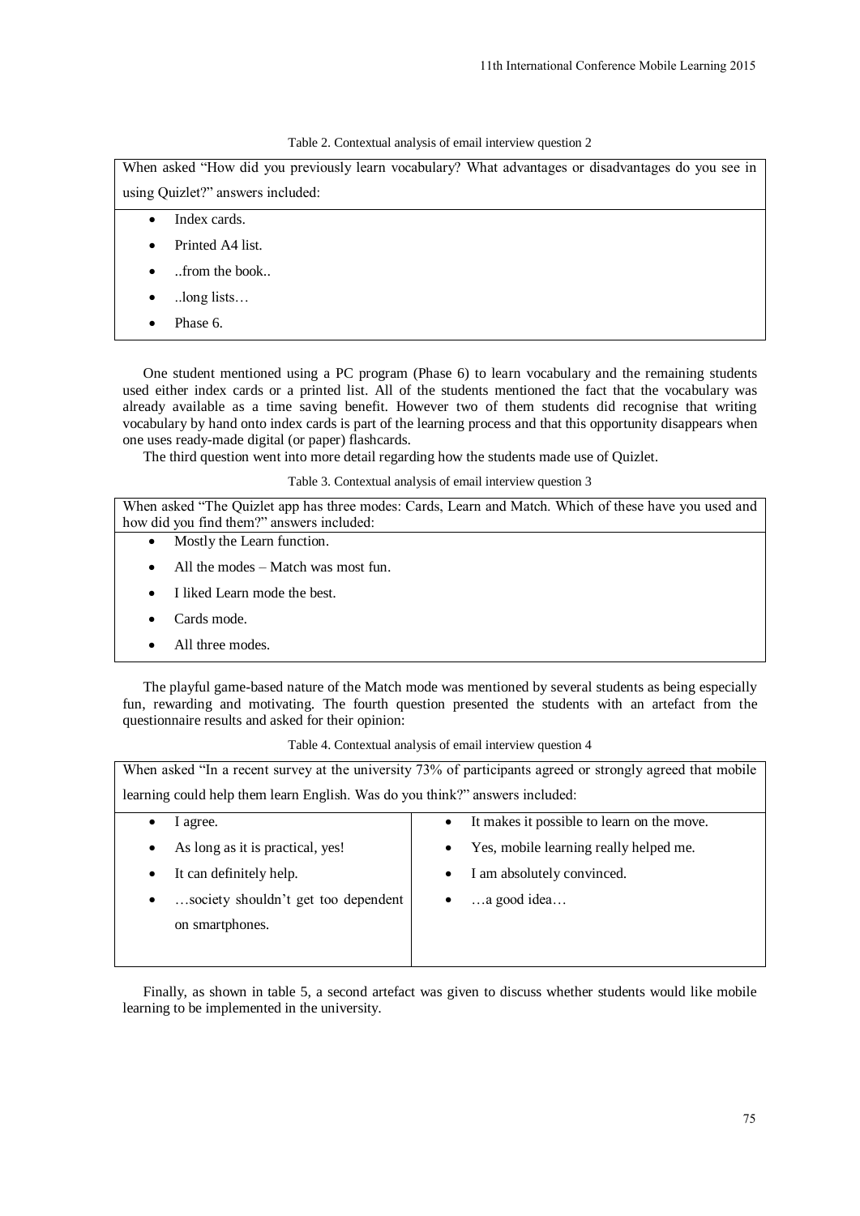Table 2. Contextual analysis of email interview question 2

| When asked "How did you previously learn vocabulary? What advantages or disadvantages do you see in using Quizlet?" answers included: |
|---|
| • Index cards.<br>• Printed A4 list.<br>• ..from the book..<br>• ..long lists…<br>• Phase 6. |

One student mentioned using a PC program (Phase 6) to learn vocabulary and the remaining students used either index cards or a printed list. All of the students mentioned the fact that the vocabulary was already available as a time saving benefit. However two of them students did recognise that writing vocabulary by hand onto index cards is part of the learning process and that this opportunity disappears when one uses ready-made digital (or paper) flashcards.

The third question went into more detail regarding how the students made use of Quizlet.

Table 3. Contextual analysis of email interview question 3

| When asked "The Quizlet app has three modes: Cards, Learn and Match. Which of these have you used and how did you find them?" answers included: |
|---|
| • Mostly the Learn function.<br>• All the modes – Match was most fun.<br>• I liked Learn mode the best.<br>• Cards mode.<br>• All three modes. |

The playful game-based nature of the Match mode was mentioned by several students as being especially fun, rewarding and motivating. The fourth question presented the students with an artefact from the questionnaire results and asked for their opinion:

Table 4. Contextual analysis of email interview question 4

| When asked "In a recent survey at the university 73% of participants agreed or strongly agreed that mobile learning could help them learn English. Was do you think?" answers included: | |
|---|---|
| • I agree.<br>• As long as it is practical, yes!<br>• It can definitely help.<br>• …society shouldn't get too dependent on smartphones. | • It makes it possible to learn on the move.<br>• Yes, mobile learning really helped me.<br>• I am absolutely convinced.<br>• …a good idea… |

Finally, as shown in table 5, a second artefact was given to discuss whether students would like mobile learning to be implemented in the university.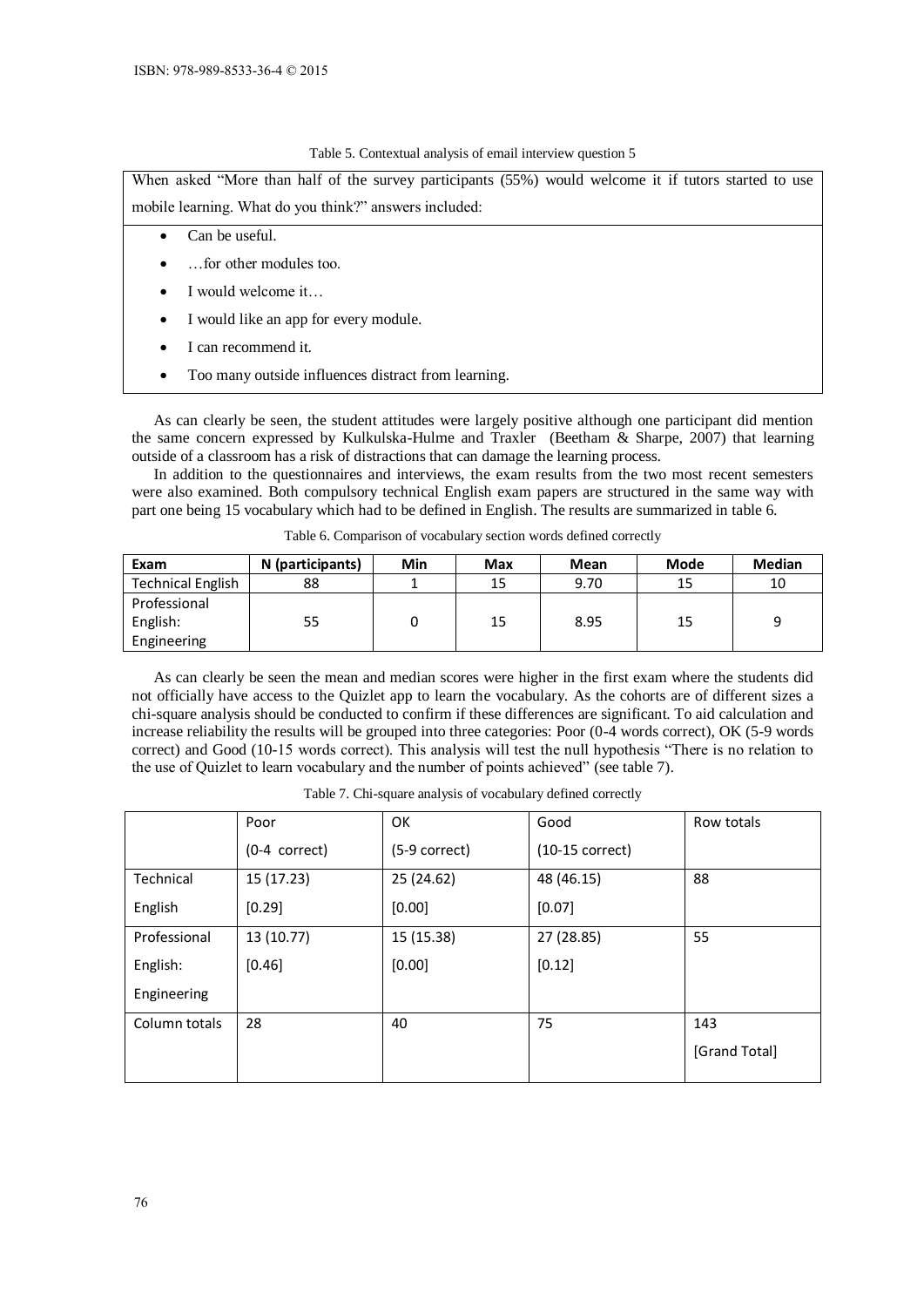Table 5. Contextual analysis of email interview question 5

| When asked "More than half of the survey participants (55%) would welcome it if tutors started to use mobile learning. What do you think?" answers included: |
|---|
| • Can be useful.<br>• …for other modules too.<br>• I would welcome it…<br>• I would like an app for every module.<br>• I can recommend it.<br>• Too many outside influences distract from learning. |

As can clearly be seen, the student attitudes were largely positive although one participant did mention the same concern expressed by Kulkulska-Hulme and Traxler (Beetham & Sharpe, 2007) that learning outside of a classroom has a risk of distractions that can damage the learning process.

In addition to the questionnaires and interviews, the exam results from the two most recent semesters were also examined. Both compulsory technical English exam papers are structured in the same way with part one being 15 vocabulary which had to be defined in English. The results are summarized in table 6.

Table 6. Comparison of vocabulary section words defined correctly

| Exam | N (participants) | Min | Max | Mean | Mode | Median |
|---|---|---|---|---|---|---|
| Technical English | 88 | 1 | 15 | 9.70 | 15 | 10 |
| Professional English: Engineering | 55 | 0 | 15 | 8.95 | 15 | 9 |

As can clearly be seen the mean and median scores were higher in the first exam where the students did not officially have access to the Quizlet app to learn the vocabulary. As the cohorts are of different sizes a chi-square analysis should be conducted to confirm if these differences are significant. To aid calculation and increase reliability the results will be grouped into three categories: Poor (0-4 words correct), OK (5-9 words correct) and Good (10-15 words correct). This analysis will test the null hypothesis "There is no relation to the use of Quizlet to learn vocabulary and the number of points achieved" (see table 7).

Table 7. Chi-square analysis of vocabulary defined correctly

| | Poor (0-4 correct) | OK (5-9 correct) | Good (10-15 correct) | Row totals |
|---|---|---|---|---|
| Technical English | 15 (17.23) [0.29] | 25 (24.62) [0.00] | 48 (46.15) [0.07] | 88 |
| Professional English: Engineering | 13 (10.77) [0.46] | 15 (15.38) [0.00] | 27 (28.85) [0.12] | 55 |
| Column totals | 28 | 40 | 75 | 143 [Grand Total] |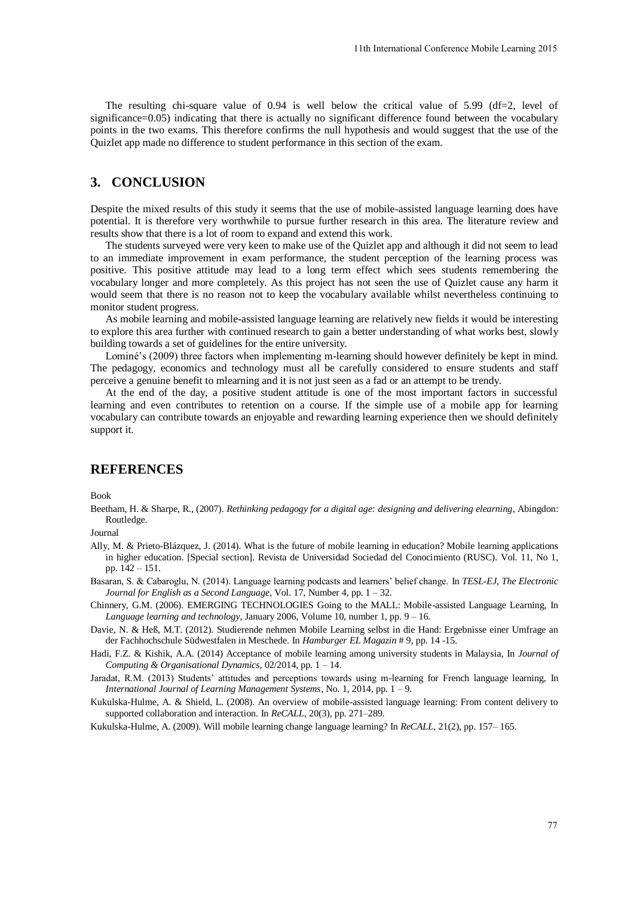The resulting chi-square value of 0.94 is well below the critical value of 5.99 (df=2, level of significance=0.05) indicating that there is actually no significant difference found between the vocabulary points in the two exams. This therefore confirms the null hypothesis and would suggest that the use of the Quizlet app made no difference to student performance in this section of the exam.

## 3. CONCLUSION

Despite the mixed results of this study it seems that the use of mobile-assisted language learning does have potential. It is therefore very worthwhile to pursue further research in this area. The literature review and results show that there is a lot of room to expand and extend this work.

The students surveyed were very keen to make use of the Quizlet app and although it did not seem to lead to an immediate improvement in exam performance, the student perception of the learning process was positive. This positive attitude may lead to a long term effect which sees students remembering the vocabulary longer and more completely. As this project has not seen the use of Quizlet cause any harm it would seem that there is no reason not to keep the vocabulary available whilst nevertheless continuing to monitor student progress.

As mobile learning and mobile-assisted language learning are relatively new fields it would be interesting to explore this area further with continued research to gain a better understanding of what works best, slowly building towards a set of guidelines for the entire university.

Lominé's (2009) three factors when implementing m-learning should however definitely be kept in mind. The pedagogy, economics and technology must all be carefully considered to ensure students and staff perceive a genuine benefit to mlearning and it is not just seen as a fad or an attempt to be trendy.

At the end of the day, a positive student attitude is one of the most important factors in successful learning and even contributes to retention on a course. If the simple use of a mobile app for learning vocabulary can contribute towards an enjoyable and rewarding learning experience then we should definitely support it.

## REFERENCES

Book

Beetham, H. & Sharpe, R., (2007). *Rethinking pedagogy for a digital age: designing and delivering elearning*, Abingdon: Routledge.

Journal

Ally, M. & Prieto-Blázquez, J. (2014). What is the future of mobile learning in education? Mobile learning applications in higher education. [Special section]. Revista de Universidad Sociedad del Conocimiento (RUSC). Vol. 11, No 1, pp. 142 – 151.

Basaran, S. & Cabaroglu, N. (2014). Language learning podcasts and learners' belief change. In *TESL-EJ, The Electronic Journal for English as a Second Language*, Vol. 17, Number 4, pp. 1 – 32.

Chinnery, G.M. (2006). EMERGING TECHNOLOGIES Going to the MALL: Mobile-assisted Language Learning, In *Language learning and technology*, January 2006, Volume 10, number 1, pp. 9 – 16.

Davie, N. & Heß, M.T. (2012). Studierende nehmen Mobile Learning selbst in die Hand: Ergebnisse einer Umfrage an der Fachhochschule Südwestfalen in Meschede. In *Hamburger EL Magazin* # 9, pp. 14 -15.

Hadi, F.Z. & Kishik, A.A. (2014) Acceptance of mobile learning among university students in Malaysia, In *Journal of Computing & Organisational Dynamics*, 02/2014, pp. 1 – 14.

Jaradat, R.M. (2013) Students' attitudes and perceptions towards using m-learning for French language learning, In *International Journal of Learning Management Systems*, No. 1, 2014, pp. 1 – 9.

Kukulska-Hulme, A. & Shield, L. (2008). An overview of mobile-assisted language learning: From content delivery to supported collaboration and interaction. In *ReCALL*, 20(3), pp. 271–289.

Kukulska-Hulme, A. (2009). Will mobile learning change language learning? In *ReCALL*, 21(2), pp. 157– 165.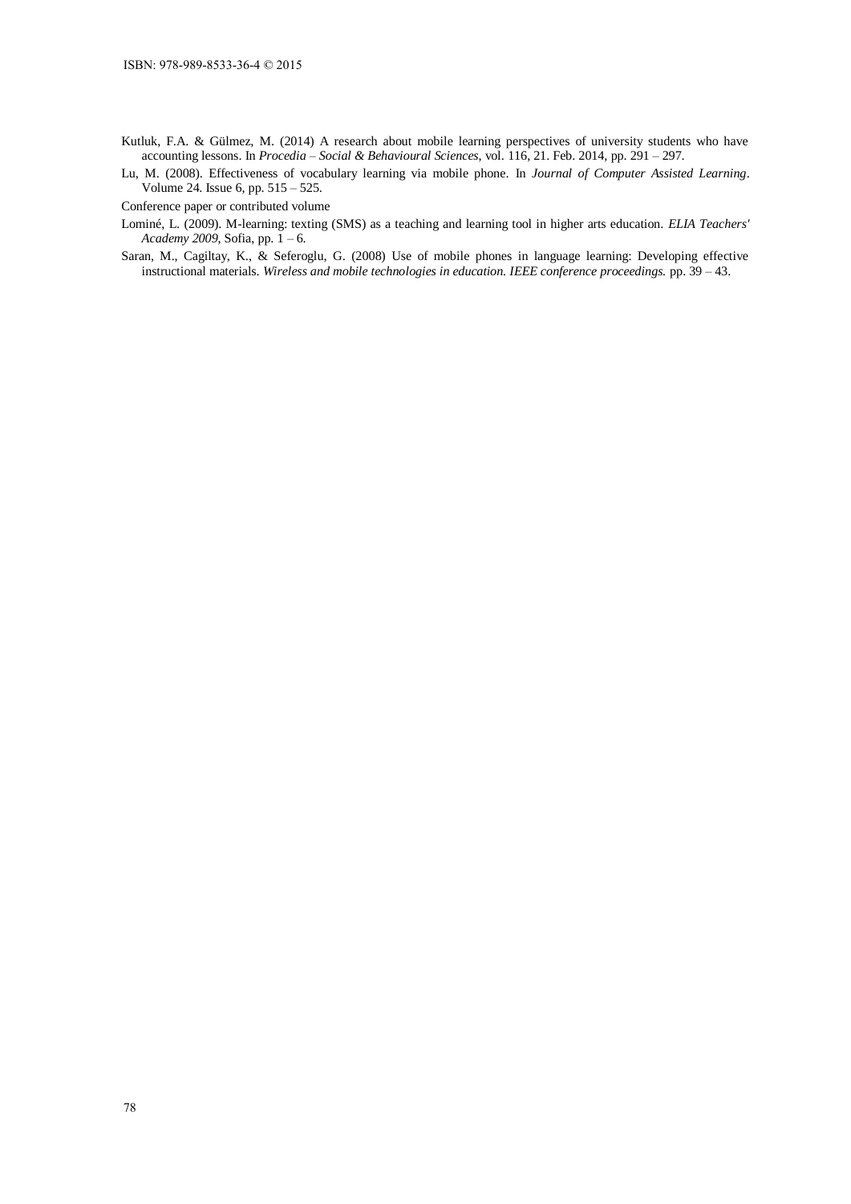Kutluk, F.A. & Gülmez, M. (2014) A research about mobile learning perspectives of university students who have accounting lessons. In *Procedia – Social & Behavioural Sciences*, vol. 116, 21. Feb. 2014, pp. 291 – 297.

Lu, M. (2008). Effectiveness of vocabulary learning via mobile phone. In *Journal of Computer Assisted Learning*. Volume 24. Issue 6, pp. 515 – 525.

Conference paper or contributed volume

Lominé, L. (2009). M-learning: texting (SMS) as a teaching and learning tool in higher arts education. *ELIA Teachers' Academy 2009*, Sofia, pp. 1 – 6.

Saran, M., Cagiltay, K., & Seferoglu, G. (2008) Use of mobile phones in language learning: Developing effective instructional materials. *Wireless and mobile technologies in education. IEEE conference proceedings.* pp. 39 – 43.